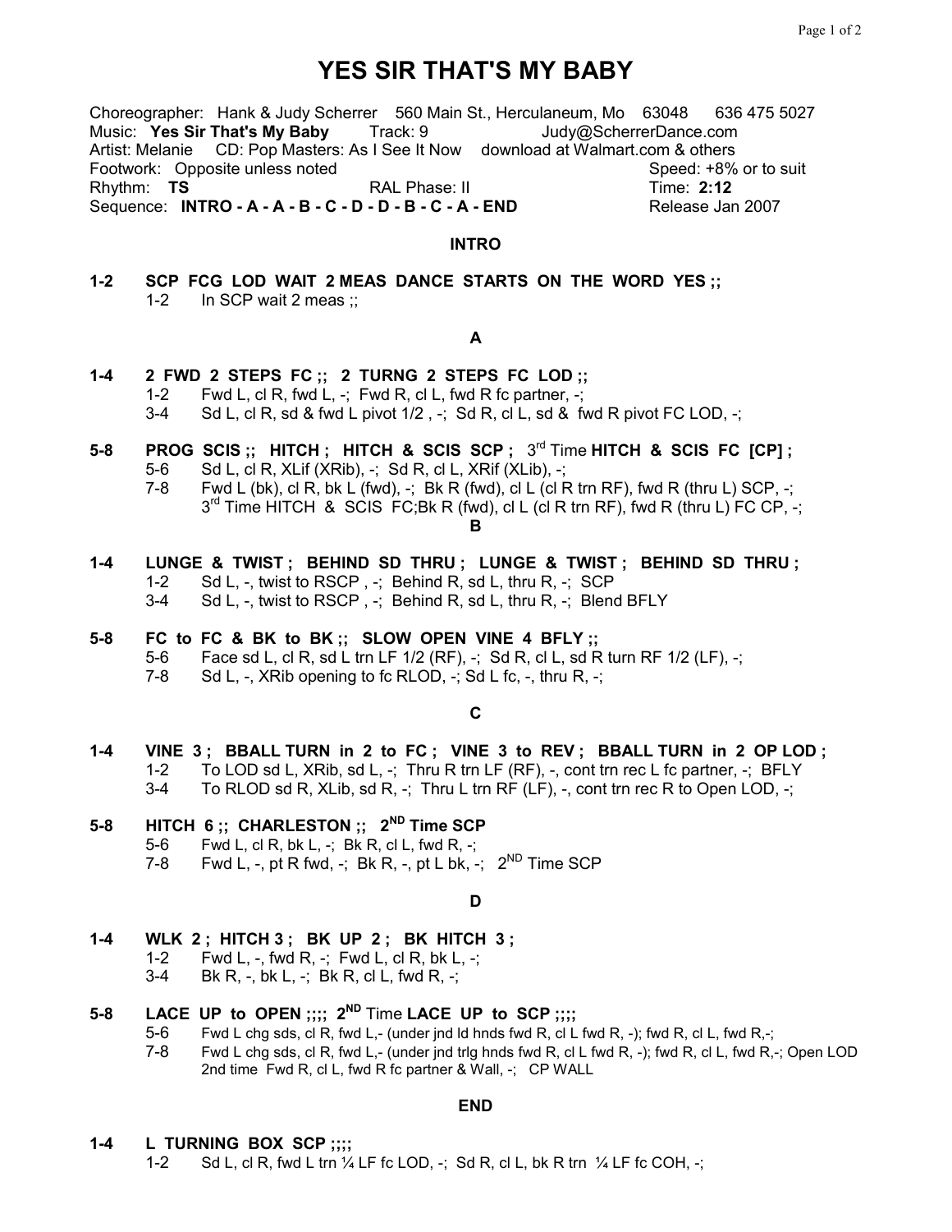# YES SIR THAT'S MY BABY

Choreographer: Hank & Judy Scherrer 560 Main St., Herculaneum, Mo 63048 636 475 5027
Music: **Yes Sir That's My Baby** Track: 9 Judy@ScherrerDance.com
Artist: Melanie CD: Pop Masters: As I See It Now download at Walmart.com & others
Footwork: Opposite unless noted Speed: +8% or to suit
Rhythm: **TS** RAL Phase: II Time: **2:12**
Sequence: **INTRO - A - A - B - C - D - D - B - C - A - END** Release Jan 2007

## INTRO

**1-2 SCP FCG LOD WAIT 2 MEAS DANCE STARTS ON THE WORD YES ;;**
1-2 In SCP wait 2 meas ;;

## A

**1-4 2 FWD 2 STEPS FC ;; 2 TURNG 2 STEPS FC LOD ;;**
1-2 Fwd L, cl R, fwd L, -; Fwd R, cl L, fwd R fc partner, -;
3-4 Sd L, cl R, sd & fwd L pivot 1/2 , -; Sd R, cl L, sd & fwd R pivot FC LOD, -;

**5-8 PROG SCIS ;; HITCH ; HITCH & SCIS SCP ;** 3rd Time **HITCH & SCIS FC [CP] ;**
5-6 Sd L, cl R, XLif (XRib), -; Sd R, cl L, XRif (XLib), -;
7-8 Fwd L (bk), cl R, bk L (fwd), -; Bk R (fwd), cl L (cl R trn RF), fwd R (thru L) SCP, -;
3rd Time HITCH & SCIS FC;Bk R (fwd), cl L (cl R trn RF), fwd R (thru L) FC CP, -;

## B

**1-4 LUNGE & TWIST ; BEHIND SD THRU ; LUNGE & TWIST ; BEHIND SD THRU ;**
1-2 Sd L, -, twist to RSCP , -; Behind R, sd L, thru R, -; SCP
3-4 Sd L, -, twist to RSCP , -; Behind R, sd L, thru R, -; Blend BFLY

**5-8 FC to FC & BK to BK ;; SLOW OPEN VINE 4 BFLY ;;**
5-6 Face sd L, cl R, sd L trn LF 1/2 (RF), -; Sd R, cl L, sd R turn RF 1/2 (LF), -;
7-8 Sd L, -, XRib opening to fc RLOD, -; Sd L fc, -, thru R, -;

## C

**1-4 VINE 3 ; BBALL TURN in 2 to FC ; VINE 3 to REV ; BBALL TURN in 2 OP LOD ;**
1-2 To LOD sd L, XRib, sd L, -; Thru R trn LF (RF), -, cont trn rec L fc partner, -; BFLY
3-4 To RLOD sd R, XLib, sd R, -; Thru L trn RF (LF), -, cont trn rec R to Open LOD, -;

**5-8 HITCH 6 ;; CHARLESTON ;; 2ND Time SCP**
5-6 Fwd L, cl R, bk L, -; Bk R, cl L, fwd R, -;
7-8 Fwd L, -, pt R fwd, -; Bk R, -, pt L bk, -; 2ND Time SCP

## D

**1-4 WLK 2 ; HITCH 3 ; BK UP 2 ; BK HITCH 3 ;**
1-2 Fwd L, -, fwd R, -; Fwd L, cl R, bk L, -;
3-4 Bk R, -, bk L, -; Bk R, cl L, fwd R, -;

**5-8 LACE UP to OPEN ;;;; 2ND Time LACE UP to SCP ;;;;**
5-6 Fwd L chg sds, cl R, fwd L,- (under jnd ld hnds fwd R, cl L fwd R, -); fwd R, cl L, fwd R,-;
7-8 Fwd L chg sds, cl R, fwd L,- (under jnd trlg hnds fwd R, cl L fwd R, -); fwd R, cl L, fwd R,-; Open LOD
2nd time Fwd R, cl L, fwd R fc partner & Wall, -; CP WALL

## END

**1-4 L TURNING BOX SCP ;;;;**
1-2 Sd L, cl R, fwd L trn ¼ LF fc LOD, -; Sd R, cl L, bk R trn ¼ LF fc COH, -;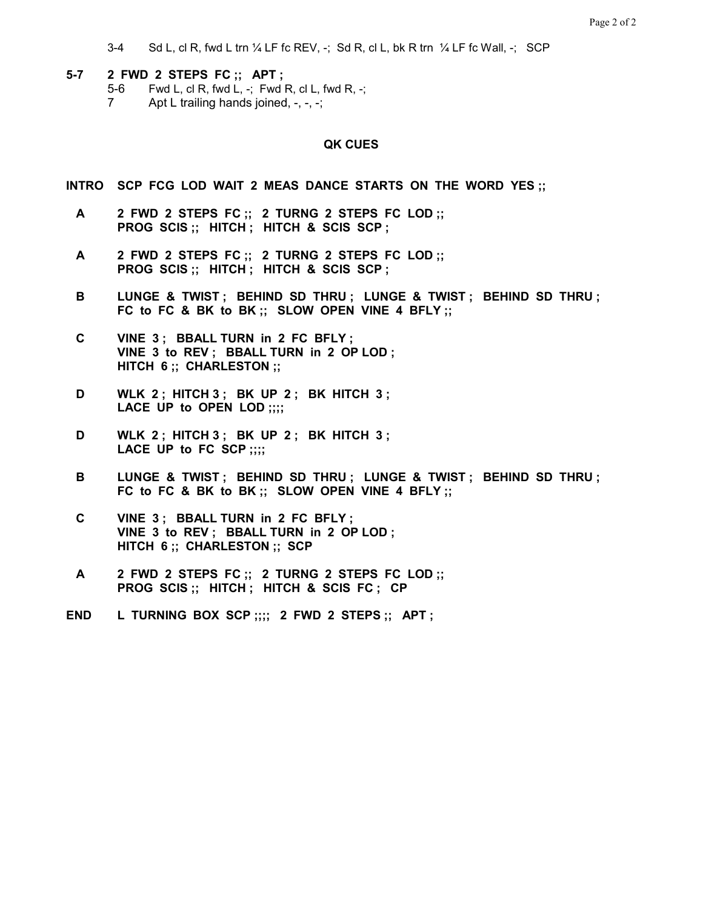3-4 Sd L, cl R, fwd L trn ¼ LF fc REV, -; Sd R, cl L, bk R trn ¼ LF fc Wall, -; SCP

**5-7 2 FWD 2 STEPS FC ;; APT ;**

5-6 Fwd L, cl R, fwd L, -; Fwd R, cl L, fwd R, -;

7 Apt L trailing hands joined, -, -, -;

**QK CUES**

**INTRO SCP FCG LOD WAIT 2 MEAS DANCE STARTS ON THE WORD YES ;;**

**A 2 FWD 2 STEPS FC ;; 2 TURNG 2 STEPS FC LOD ;;**
**PROG SCIS ;; HITCH ; HITCH & SCIS SCP ;**

**A 2 FWD 2 STEPS FC ;; 2 TURNG 2 STEPS FC LOD ;;**
**PROG SCIS ;; HITCH ; HITCH & SCIS SCP ;**

**B LUNGE & TWIST ; BEHIND SD THRU ; LUNGE & TWIST ; BEHIND SD THRU ;**
**FC to FC & BK to BK ;; SLOW OPEN VINE 4 BFLY ;;**

**C VINE 3 ; BBALL TURN in 2 FC BFLY ;**
**VINE 3 to REV ; BBALL TURN in 2 OP LOD ;**
**HITCH 6 ;; CHARLESTON ;;**

**D WLK 2 ; HITCH 3 ; BK UP 2 ; BK HITCH 3 ;**
**LACE UP to OPEN LOD ;;;;**

**D WLK 2 ; HITCH 3 ; BK UP 2 ; BK HITCH 3 ;**
**LACE UP to FC SCP ;;;;**

**B LUNGE & TWIST ; BEHIND SD THRU ; LUNGE & TWIST ; BEHIND SD THRU ;**
**FC to FC & BK to BK ;; SLOW OPEN VINE 4 BFLY ;;**

**C VINE 3 ; BBALL TURN in 2 FC BFLY ;**
**VINE 3 to REV ; BBALL TURN in 2 OP LOD ;**
**HITCH 6 ;; CHARLESTON ;; SCP**

**A 2 FWD 2 STEPS FC ;; 2 TURNG 2 STEPS FC LOD ;;**
**PROG SCIS ;; HITCH ; HITCH & SCIS FC ; CP**

**END L TURNING BOX SCP ;;;; 2 FWD 2 STEPS ;; APT ;**